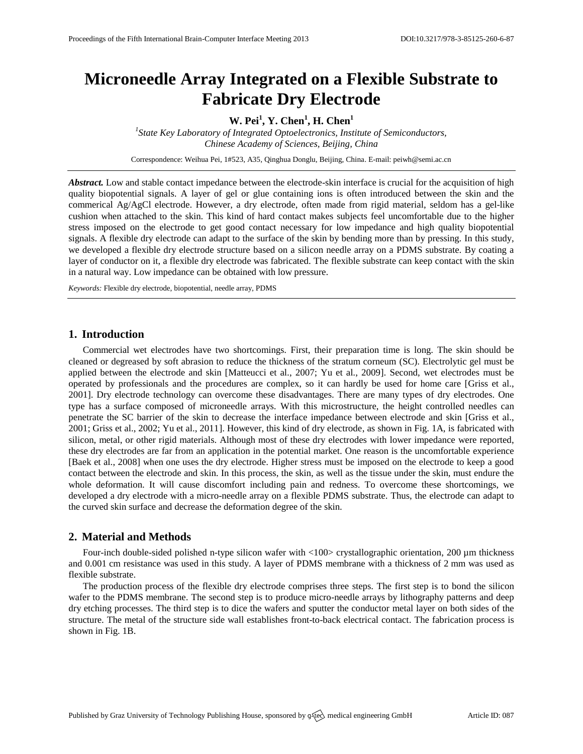# Microneedle Array Integrated on a Flexible Substrate to Fabricate Dry Electrode

**W. Pei[1], Y. Chen[1], H. Chen[1]**

[1]*State Key Laboratory of Integrated Optoelectronics, Institute of Semiconductors, Chinese Academy of Sciences, Beijing, China*

Correspondence: Weihua Pei, 1#523, A35, Qinghua Donglu, Beijing, China. E-mail: peiwh@semi.ac.cn

***Abstract.*** Low and stable contact impedance between the electrode-skin interface is crucial for the acquisition of high quality biopotential signals. A layer of gel or glue containing ions is often introduced between the skin and the commerical Ag/AgCl electrode. However, a dry electrode, often made from rigid material, seldom has a gel-like cushion when attached to the skin. This kind of hard contact makes subjects feel uncomfortable due to the higher stress imposed on the electrode to get good contact necessary for low impedance and high quality biopotential signals. A flexible dry electrode can adapt to the surface of the skin by bending more than by pressing. In this study, we developed a flexible dry electrode structure based on a silicon needle array on a PDMS substrate. By coating a layer of conductor on it, a flexible dry electrode was fabricated. The flexible substrate can keep contact with the skin in a natural way. Low impedance can be obtained with low pressure.

*Keywords:* Flexible dry electrode, biopotential, needle array, PDMS

## 1. Introduction

Commercial wet electrodes have two shortcomings. First, their preparation time is long. The skin should be cleaned or degreased by soft abrasion to reduce the thickness of the stratum corneum (SC). Electrolytic gel must be applied between the electrode and skin [Matteucci et al., 2007; Yu et al., 2009]. Second, wet electrodes must be operated by professionals and the procedures are complex, so it can hardly be used for home care [Griss et al., 2001]. Dry electrode technology can overcome these disadvantages. There are many types of dry electrodes. One type has a surface composed of microneedle arrays. With this microstructure, the height controlled needles can penetrate the SC barrier of the skin to decrease the interface impedance between electrode and skin [Griss et al., 2001; Griss et al., 2002; Yu et al., 2011]. However, this kind of dry electrode, as shown in Fig. 1A, is fabricated with silicon, metal, or other rigid materials. Although most of these dry electrodes with lower impedance were reported, these dry electrodes are far from an application in the potential market. One reason is the uncomfortable experience [Baek et al., 2008] when one uses the dry electrode. Higher stress must be imposed on the electrode to keep a good contact between the electrode and skin. In this process, the skin, as well as the tissue under the skin, must endure the whole deformation. It will cause discomfort including pain and redness. To overcome these shortcomings, we developed a dry electrode with a micro-needle array on a flexible PDMS substrate. Thus, the electrode can adapt to the curved skin surface and decrease the deformation degree of the skin.

## 2. Material and Methods

Four-inch double-sided polished n-type silicon wafer with <100> crystallographic orientation, 200 µm thickness and 0.001 cm resistance was used in this study. A layer of PDMS membrane with a thickness of 2 mm was used as flexible substrate.

The production process of the flexible dry electrode comprises three steps. The first step is to bond the silicon wafer to the PDMS membrane. The second step is to produce micro-needle arrays by lithography patterns and deep dry etching processes. The third step is to dice the wafers and sputter the conductor metal layer on both sides of the structure. The metal of the structure side wall establishes front-to-back electrical contact. The fabrication process is shown in Fig. 1B.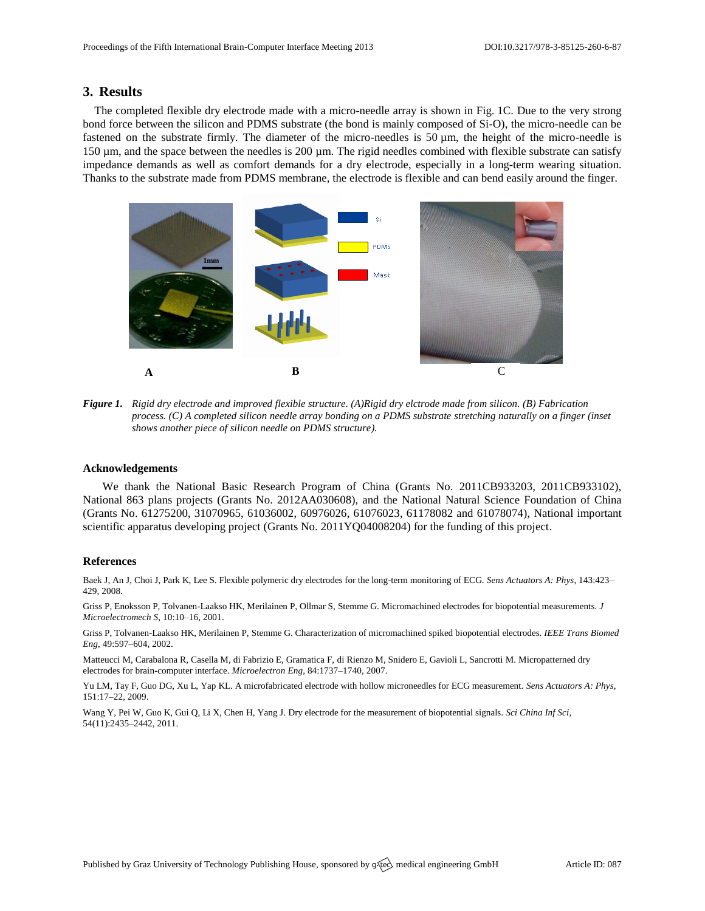## 3. Results

The completed flexible dry electrode made with a micro-needle array is shown in Fig. 1C. Due to the very strong bond force between the silicon and PDMS substrate (the bond is mainly composed of Si-O), the micro-needle can be fastened on the substrate firmly. The diameter of the micro-needles is 50 µm, the height of the micro-needle is 150 µm, and the space between the needles is 200 µm. The rigid needles combined with flexible substrate can satisfy impedance demands as well as comfort demands for a dry electrode, especially in a long-term wearing situation. Thanks to the substrate made from PDMS membrane, the electrode is flexible and can bend easily around the finger.

1mm

Si

PDMS

Mask

A

B

C

***Figure 1.*** *Rigid dry electrode and improved flexible structure. (A)Rigid dry elctrode made from silicon. (B) Fabrication process. (C) A completed silicon needle array bonding on a PDMS substrate stretching naturally on a finger (inset shows another piece of silicon needle on PDMS structure).*

### Acknowledgements

We thank the National Basic Research Program of China (Grants No. 2011CB933203, 2011CB933102), National 863 plans projects (Grants No. 2012AA030608), and the National Natural Science Foundation of China (Grants No. 61275200, 31070965, 61036002, 60976026, 61076023, 61178082 and 61078074), National important scientific apparatus developing project (Grants No. 2011YQ04008204) for the funding of this project.

### References

Baek J, An J, Choi J, Park K, Lee S. Flexible polymeric dry electrodes for the long-term monitoring of ECG. *Sens Actuators A: Phys*, 143:423–429, 2008.

Griss P, Enoksson P, Tolvanen-Laakso HK, Merilainen P, Ollmar S, Stemme G. Micromachined electrodes for biopotential measurements. *J Microelectromech S*, 10:10–16, 2001.

Griss P, Tolvanen-Laakso HK, Merilainen P, Stemme G. Characterization of micromachined spiked biopotential electrodes. *IEEE Trans Biomed Eng*, 49:597–604, 2002.

Matteucci M, Carabalona R, Casella M, di Fabrizio E, Gramatica F, di Rienzo M, Snidero E, Gavioli L, Sancrotti M. Micropatterned dry electrodes for brain-computer interface. *Microelectron Eng*, 84:1737–1740, 2007.

Yu LM, Tay F, Guo DG, Xu L, Yap KL. A microfabricated electrode with hollow microneedles for ECG measurement. *Sens Actuators A: Phys*, 151:17–22, 2009.

Wang Y, Pei W, Guo K, Gui Q, Li X, Chen H, Yang J. Dry electrode for the measurement of biopotential signals. *Sci China Inf Sci*, 54(11):2435–2442, 2011.